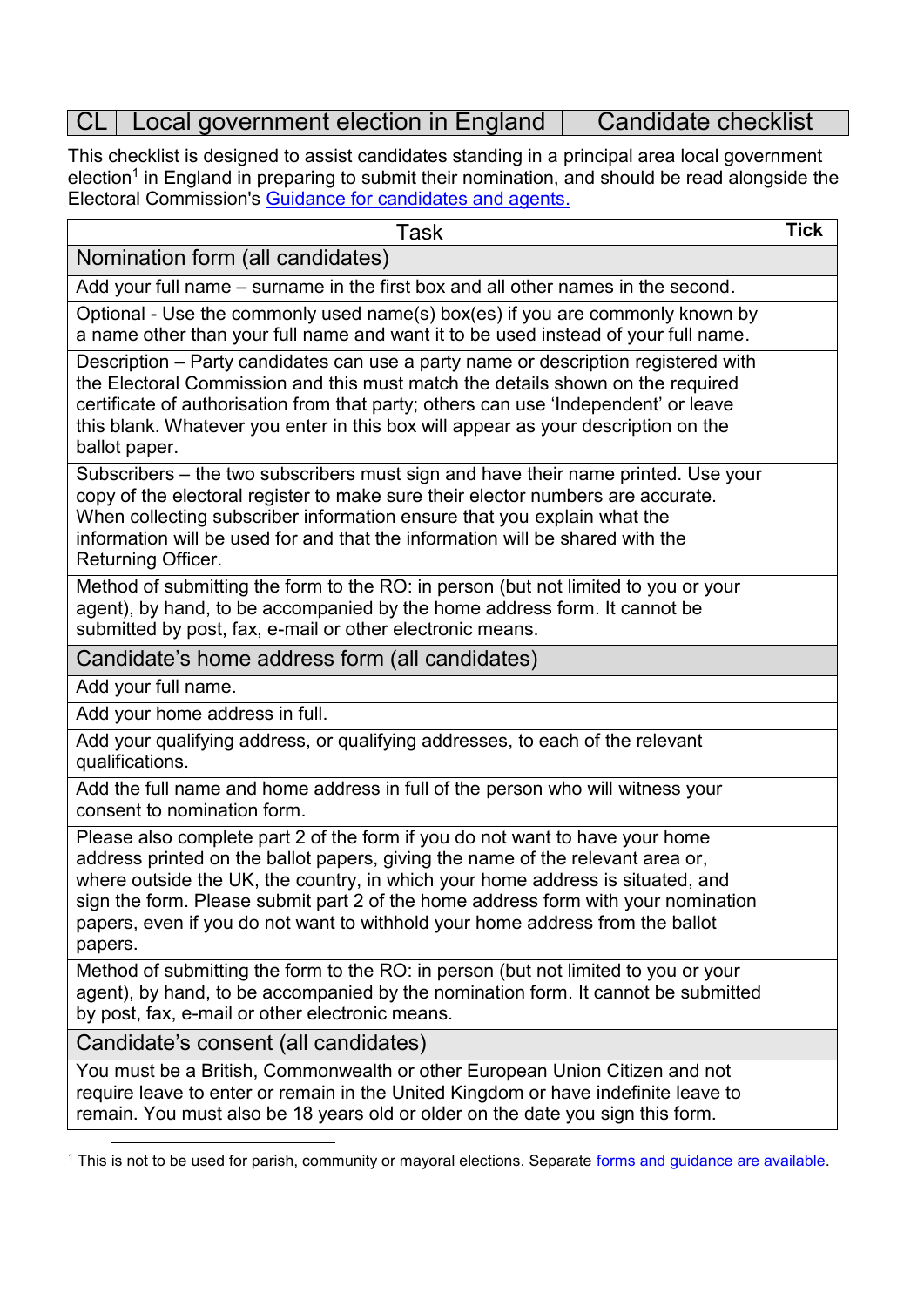# CL | Local government election in England | Candidate checklist

This checklist is designed to assist candidates standing in a principal area local government election[1] in England in preparing to submit their nomination, and should be read alongside the Electoral Commission's [Guidance for candidates and agents.](#)

| Task | Tick |
|---|---|
| **Nomination form (all candidates)** | |
| Add your full name – surname in the first box and all other names in the second. | |
| Optional - Use the commonly used name(s) box(es) if you are commonly known by a name other than your full name and want it to be used instead of your full name. | |
| Description – Party candidates can use a party name or description registered with the Electoral Commission and this must match the details shown on the required certificate of authorisation from that party; others can use 'Independent' or leave this blank. Whatever you enter in this box will appear as your description on the ballot paper. | |
| Subscribers – the two subscribers must sign and have their name printed. Use your copy of the electoral register to make sure their elector numbers are accurate. When collecting subscriber information ensure that you explain what the information will be used for and that the information will be shared with the Returning Officer. | |
| Method of submitting the form to the RO: in person (but not limited to you or your agent), by hand, to be accompanied by the home address form. It cannot be submitted by post, fax, e-mail or other electronic means. | |
| **Candidate's home address form (all candidates)** | |
| Add your full name. | |
| Add your home address in full. | |
| Add your qualifying address, or qualifying addresses, to each of the relevant qualifications. | |
| Add the full name and home address in full of the person who will witness your consent to nomination form. | |
| Please also complete part 2 of the form if you do not want to have your home address printed on the ballot papers, giving the name of the relevant area or, where outside the UK, the country, in which your home address is situated, and sign the form. Please submit part 2 of the home address form with your nomination papers, even if you do not want to withhold your home address from the ballot papers. | |
| Method of submitting the form to the RO: in person (but not limited to you or your agent), by hand, to be accompanied by the nomination form. It cannot be submitted by post, fax, e-mail or other electronic means. | |
| **Candidate's consent (all candidates)** | |
| You must be a British, Commonwealth or other European Union Citizen and not require leave to enter or remain in the United Kingdom or have indefinite leave to remain. You must also be 18 years old or older on the date you sign this form. | |

[1] This is not to be used for parish, community or mayoral elections. Separate [forms and guidance are available](#).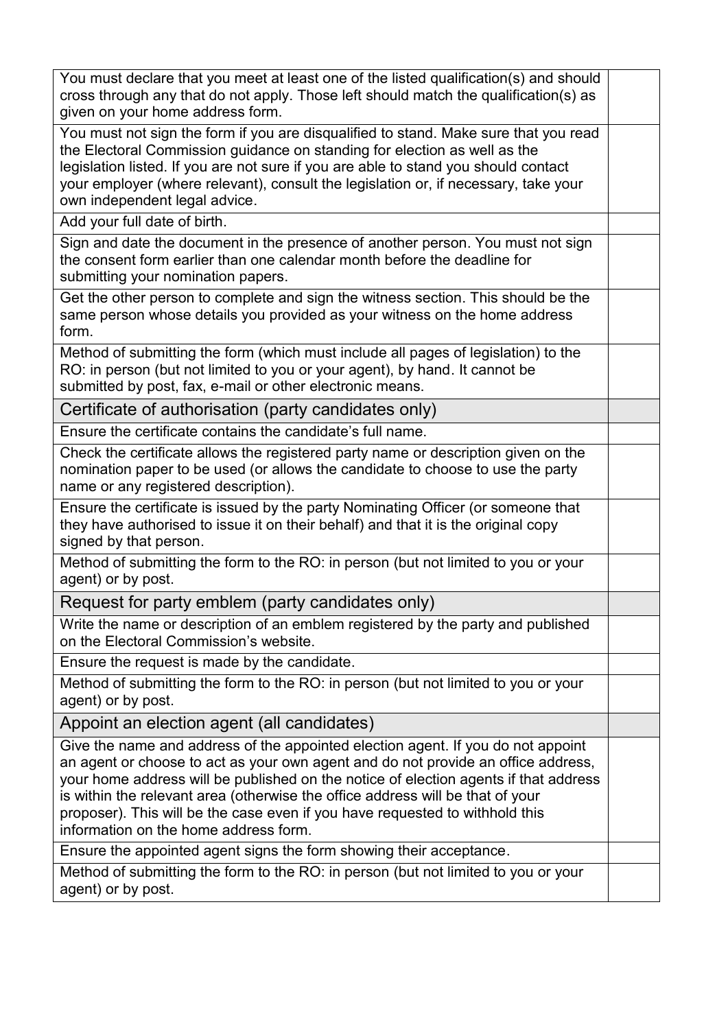| | |
|---|---|
| You must declare that you meet at least one of the listed qualification(s) and should cross through any that do not apply. Those left should match the qualification(s) as given on your home address form. | |
| You must not sign the form if you are disqualified to stand. Make sure that you read the Electoral Commission guidance on standing for election as well as the legislation listed. If you are not sure if you are able to stand you should contact your employer (where relevant), consult the legislation or, if necessary, take your own independent legal advice. | |
| Add your full date of birth. | |
| Sign and date the document in the presence of another person. You must not sign the consent form earlier than one calendar month before the deadline for submitting your nomination papers. | |
| Get the other person to complete and sign the witness section. This should be the same person whose details you provided as your witness on the home address form. | |
| Method of submitting the form (which must include all pages of legislation) to the RO: in person (but not limited to you or your agent), by hand. It cannot be submitted by post, fax, e-mail or other electronic means. | |
| Certificate of authorisation (party candidates only) | |
| Ensure the certificate contains the candidate's full name. | |
| Check the certificate allows the registered party name or description given on the nomination paper to be used (or allows the candidate to choose to use the party name or any registered description). | |
| Ensure the certificate is issued by the party Nominating Officer (or someone that they have authorised to issue it on their behalf) and that it is the original copy signed by that person. | |
| Method of submitting the form to the RO: in person (but not limited to you or your agent) or by post. | |
| Request for party emblem (party candidates only) | |
| Write the name or description of an emblem registered by the party and published on the Electoral Commission's website. | |
| Ensure the request is made by the candidate. | |
| Method of submitting the form to the RO: in person (but not limited to you or your agent) or by post. | |
| Appoint an election agent (all candidates) | |
| Give the name and address of the appointed election agent. If you do not appoint an agent or choose to act as your own agent and do not provide an office address, your home address will be published on the notice of election agents if that address is within the relevant area (otherwise the office address will be that of your proposer). This will be the case even if you have requested to withhold this information on the home address form. | |
| Ensure the appointed agent signs the form showing their acceptance. | |
| Method of submitting the form to the RO: in person (but not limited to you or your agent) or by post. | |